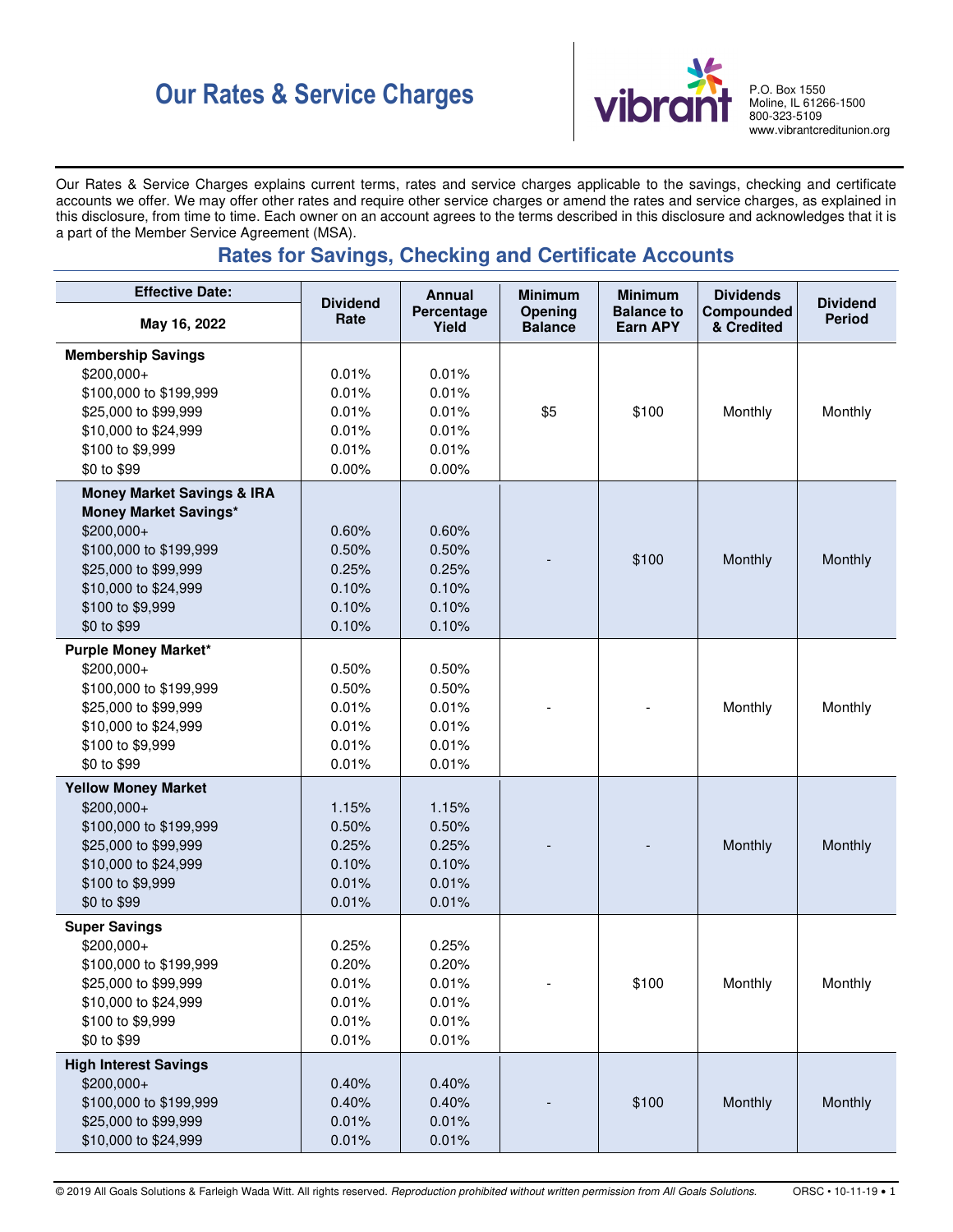# Our Rates & Service Charges

vibrant

P.O. Box 1550
Moline, IL 61266-1500
800-323-5109
www.vibrantcreditunion.org

Our Rates & Service Charges explains current terms, rates and service charges applicable to the savings, checking and certificate accounts we offer. We may offer other rates and require other service charges or amend the rates and service charges, as explained in this disclosure, from time to time. Each owner on an account agrees to the terms described in this disclosure and acknowledges that it is a part of the Member Service Agreement (MSA).

## Rates for Savings, Checking and Certificate Accounts

| Effective Date: May 16, 2022 | Dividend Rate | Annual Percentage Yield | Minimum Opening Balance | Minimum Balance to Earn APY | Dividends Compounded & Credited | Dividend Period |
|---|---|---|---|---|---|---|
| **Membership Savings** | | | $5 | $100 | Monthly | Monthly |
| $200,000+ | 0.01% | 0.01% | | | | |
| $100,000 to $199,999 | 0.01% | 0.01% | | | | |
| $25,000 to $99,999 | 0.01% | 0.01% | | | | |
| $10,000 to $24,999 | 0.01% | 0.01% | | | | |
| $100 to $9,999 | 0.01% | 0.01% | | | | |
| $0 to $99 | 0.00% | 0.00% | | | | |
| **Money Market Savings & IRA Money Market Savings*** | | | - | $100 | Monthly | Monthly |
| $200,000+ | 0.60% | 0.60% | | | | |
| $100,000 to $199,999 | 0.50% | 0.50% | | | | |
| $25,000 to $99,999 | 0.25% | 0.25% | | | | |
| $10,000 to $24,999 | 0.10% | 0.10% | | | | |
| $100 to $9,999 | 0.10% | 0.10% | | | | |
| $0 to $99 | 0.10% | 0.10% | | | | |
| **Purple Money Market*** | | | - | - | Monthly | Monthly |
| $200,000+ | 0.50% | 0.50% | | | | |
| $100,000 to $199,999 | 0.50% | 0.50% | | | | |
| $25,000 to $99,999 | 0.01% | 0.01% | | | | |
| $10,000 to $24,999 | 0.01% | 0.01% | | | | |
| $100 to $9,999 | 0.01% | 0.01% | | | | |
| $0 to $99 | 0.01% | 0.01% | | | | |
| **Yellow Money Market** | | | - | - | Monthly | Monthly |
| $200,000+ | 1.15% | 1.15% | | | | |
| $100,000 to $199,999 | 0.50% | 0.50% | | | | |
| $25,000 to $99,999 | 0.25% | 0.25% | | | | |
| $10,000 to $24,999 | 0.10% | 0.10% | | | | |
| $100 to $9,999 | 0.01% | 0.01% | | | | |
| $0 to $99 | 0.01% | 0.01% | | | | |
| **Super Savings** | | | - | $100 | Monthly | Monthly |
| $200,000+ | 0.25% | 0.25% | | | | |
| $100,000 to $199,999 | 0.20% | 0.20% | | | | |
| $25,000 to $99,999 | 0.01% | 0.01% | | | | |
| $10,000 to $24,999 | 0.01% | 0.01% | | | | |
| $100 to $9,999 | 0.01% | 0.01% | | | | |
| $0 to $99 | 0.01% | 0.01% | | | | |
| **High Interest Savings** | | | - | $100 | Monthly | Monthly |
| $200,000+ | 0.40% | 0.40% | | | | |
| $100,000 to $199,999 | 0.40% | 0.40% | | | | |
| $25,000 to $99,999 | 0.01% | 0.01% | | | | |
| $10,000 to $24,999 | 0.01% | 0.01% | | | | |

© 2019 All Goals Solutions & Farleigh Wada Witt. All rights reserved. *Reproduction prohibited without written permission from All Goals Solutions.* ORSC • 10-11-19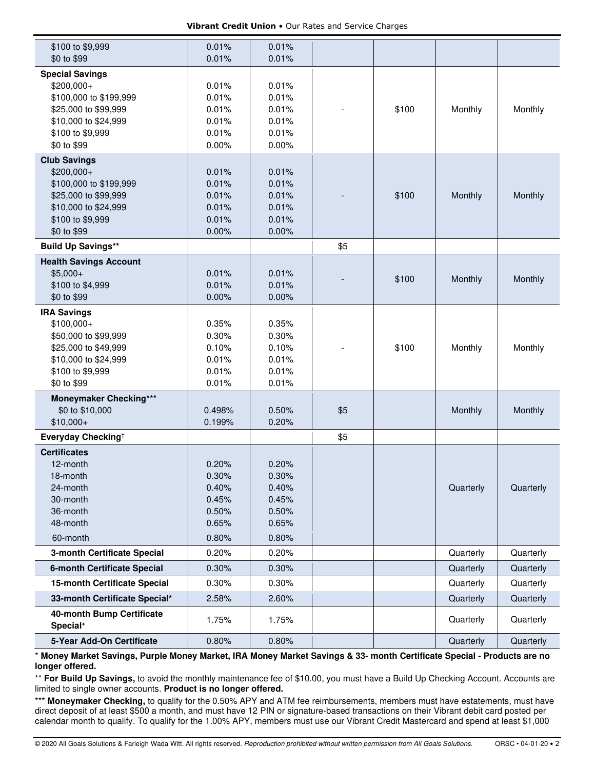| | | | | | | |
|---|---|---|---|---|---|---|
| $100 to $9,999<br>$0 to $99 | 0.01%<br>0.01% | 0.01%<br>0.01% | | | | |
| **Special Savings**<br>$200,000+<br>$100,000 to $199,999<br>$25,000 to $99,999<br>$10,000 to $24,999<br>$100 to $9,999<br>$0 to $99 | <br>0.01%<br>0.01%<br>0.01%<br>0.01%<br>0.01%<br>0.00% | <br>0.01%<br>0.01%<br>0.01%<br>0.01%<br>0.01%<br>0.00% | - | $100 | Monthly | Monthly |
| **Club Savings**<br>$200,000+<br>$100,000 to $199,999<br>$25,000 to $99,999<br>$10,000 to $24,999<br>$100 to $9,999<br>$0 to $99 | <br>0.01%<br>0.01%<br>0.01%<br>0.01%<br>0.01%<br>0.00% | <br>0.01%<br>0.01%<br>0.01%<br>0.01%<br>0.01%<br>0.00% | - | $100 | Monthly | Monthly |
| **Build Up Savings**** | | | $5 | | | |
| **Health Savings Account**<br>$5,000+<br>$100 to $4,999<br>$0 to $99 | <br>0.01%<br>0.01%<br>0.00% | <br>0.01%<br>0.01%<br>0.00% | - | $100 | Monthly | Monthly |
| **IRA Savings**<br>$100,000+<br>$50,000 to $99,999<br>$25,000 to $49,999<br>$10,000 to $24,999<br>$100 to $9,999<br>$0 to $99 | <br>0.35%<br>0.30%<br>0.10%<br>0.01%<br>0.01%<br>0.01% | <br>0.35%<br>0.30%<br>0.10%<br>0.01%<br>0.01%<br>0.01% | - | $100 | Monthly | Monthly |
| **Moneymaker Checking*****<br>$0 to $10,000<br>$10,000+ | <br>0.498%<br>0.199% | <br>0.50%<br>0.20% | $5 | | Monthly | Monthly |
| **Everyday Checking**† | | | $5 | | | |
| **Certificates**<br>12-month<br>18-month<br>24-month<br>30-month<br>36-month<br>48-month<br>60-month | <br>0.20%<br>0.30%<br>0.40%<br>0.45%<br>0.50%<br>0.65%<br>0.80% | <br>0.20%<br>0.30%<br>0.40%<br>0.45%<br>0.50%<br>0.65%<br>0.80% | | | Quarterly | Quarterly |
| **3-month Certificate Special** | 0.20% | 0.20% | | | Quarterly | Quarterly |
| **6-month Certificate Special** | 0.30% | 0.30% | | | Quarterly | Quarterly |
| **15-month Certificate Special** | 0.30% | 0.30% | | | Quarterly | Quarterly |
| **33-month Certificate Special*** | 2.58% | 2.60% | | | Quarterly | Quarterly |
| **40-month Bump Certificate Special**⁺ | 1.75% | 1.75% | | | Quarterly | Quarterly |
| **5-Year Add-On Certificate** | 0.80% | 0.80% | | | Quarterly | Quarterly |

* **Money Market Savings, Purple Money Market, IRA Money Market Savings & 33- month Certificate Special - Products are no longer offered.**

** **For Build Up Savings,** to avoid the monthly maintenance fee of $10.00, you must have a Build Up Checking Account. Accounts are limited to single owner accounts. **Product is no longer offered.**

*** **Moneymaker Checking,** to qualify for the 0.50% APY and ATM fee reimbursements, members must have estatements, must have direct deposit of at least $500 a month, and must have 12 PIN or signature-based transactions on their Vibrant debit card posted per calendar month to qualify. To qualify for the 1.00% APY, members must use our Vibrant Credit Mastercard and spend at least $1,000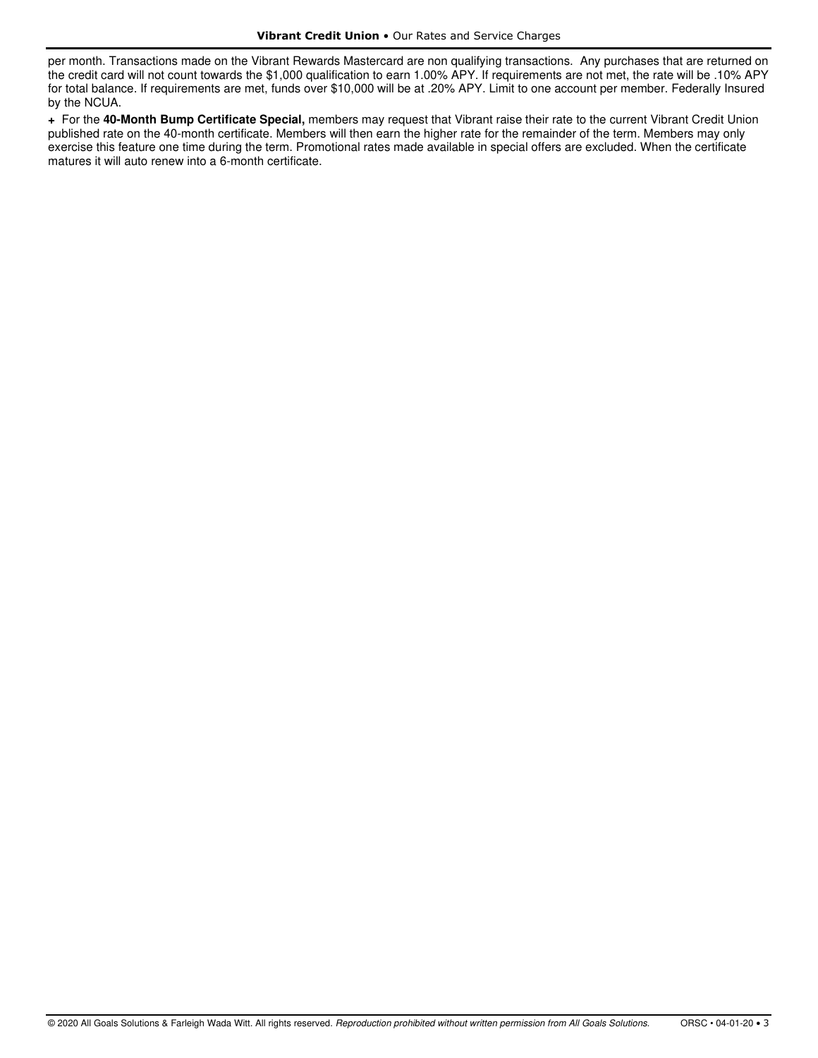per month. Transactions made on the Vibrant Rewards Mastercard are non qualifying transactions. Any purchases that are returned on the credit card will not count towards the $1,000 qualification to earn 1.00% APY. If requirements are not met, the rate will be .10% APY for total balance. If requirements are met, funds over $10,000 will be at .20% APY. Limit to one account per member. Federally Insured by the NCUA.

+ For the **40-Month Bump Certificate Special,** members may request that Vibrant raise their rate to the current Vibrant Credit Union published rate on the 40-month certificate. Members will then earn the higher rate for the remainder of the term. Members may only exercise this feature one time during the term. Promotional rates made available in special offers are excluded. When the certificate matures it will auto renew into a 6-month certificate.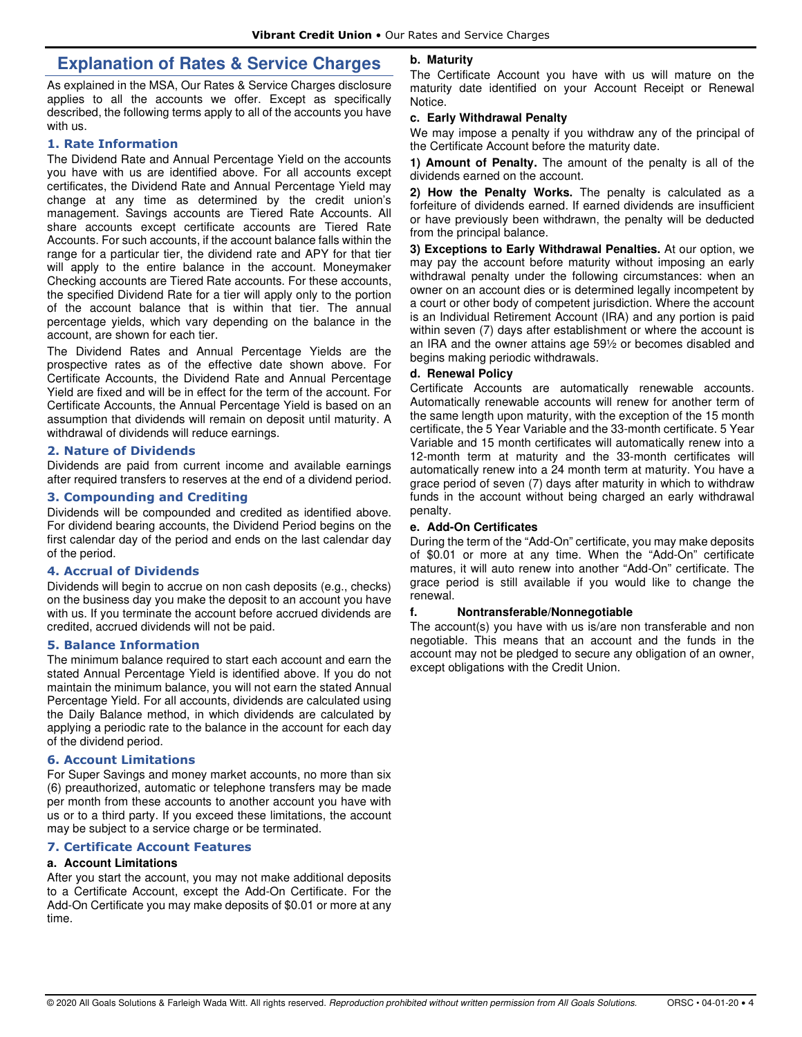## Explanation of Rates & Service Charges

As explained in the MSA, Our Rates & Service Charges disclosure applies to all the accounts we offer. Except as specifically described, the following terms apply to all of the accounts you have with us.

### 1. Rate Information

The Dividend Rate and Annual Percentage Yield on the accounts you have with us are identified above. For all accounts except certificates, the Dividend Rate and Annual Percentage Yield may change at any time as determined by the credit union's management. Savings accounts are Tiered Rate Accounts. All share accounts except certificate accounts are Tiered Rate Accounts. For such accounts, if the account balance falls within the range for a particular tier, the dividend rate and APY for that tier will apply to the entire balance in the account. Moneymaker Checking accounts are Tiered Rate accounts. For these accounts, the specified Dividend Rate for a tier will apply only to the portion of the account balance that is within that tier. The annual percentage yields, which vary depending on the balance in the account, are shown for each tier.

The Dividend Rates and Annual Percentage Yields are the prospective rates as of the effective date shown above. For Certificate Accounts, the Dividend Rate and Annual Percentage Yield are fixed and will be in effect for the term of the account. For Certificate Accounts, the Annual Percentage Yield is based on an assumption that dividends will remain on deposit until maturity. A withdrawal of dividends will reduce earnings.

### 2. Nature of Dividends

Dividends are paid from current income and available earnings after required transfers to reserves at the end of a dividend period.

### 3. Compounding and Crediting

Dividends will be compounded and credited as identified above. For dividend bearing accounts, the Dividend Period begins on the first calendar day of the period and ends on the last calendar day of the period.

### 4. Accrual of Dividends

Dividends will begin to accrue on non cash deposits (e.g., checks) on the business day you make the deposit to an account you have with us. If you terminate the account before accrued dividends are credited, accrued dividends will not be paid.

### 5. Balance Information

The minimum balance required to start each account and earn the stated Annual Percentage Yield is identified above. If you do not maintain the minimum balance, you will not earn the stated Annual Percentage Yield. For all accounts, dividends are calculated using the Daily Balance method, in which dividends are calculated by applying a periodic rate to the balance in the account for each day of the dividend period.

### 6. Account Limitations

For Super Savings and money market accounts, no more than six (6) preauthorized, automatic or telephone transfers may be made per month from these accounts to another account you have with us or to a third party. If you exceed these limitations, the account may be subject to a service charge or be terminated.

### 7. Certificate Account Features

#### a. Account Limitations

After you start the account, you may not make additional deposits to a Certificate Account, except the Add-On Certificate. For the Add-On Certificate you may make deposits of $0.01 or more at any time.

#### b. Maturity

The Certificate Account you have with us will mature on the maturity date identified on your Account Receipt or Renewal Notice.

#### c. Early Withdrawal Penalty

We may impose a penalty if you withdraw any of the principal of the Certificate Account before the maturity date.

**1) Amount of Penalty.** The amount of the penalty is all of the dividends earned on the account.

**2) How the Penalty Works.** The penalty is calculated as a forfeiture of dividends earned. If earned dividends are insufficient or have previously been withdrawn, the penalty will be deducted from the principal balance.

**3) Exceptions to Early Withdrawal Penalties.** At our option, we may pay the account before maturity without imposing an early withdrawal penalty under the following circumstances: when an owner on an account dies or is determined legally incompetent by a court or other body of competent jurisdiction. Where the account is an Individual Retirement Account (IRA) and any portion is paid within seven (7) days after establishment or where the account is an IRA and the owner attains age 59½ or becomes disabled and begins making periodic withdrawals.

#### d. Renewal Policy

Certificate Accounts are automatically renewable accounts. Automatically renewable accounts will renew for another term of the same length upon maturity, with the exception of the 15 month certificate, the 5 Year Variable and the 33-month certificate. 5 Year Variable and 15 month certificates will automatically renew into a 12-month term at maturity and the 33-month certificates will automatically renew into a 24 month term at maturity. You have a grace period of seven (7) days after maturity in which to withdraw funds in the account without being charged an early withdrawal penalty.

#### e. Add-On Certificates

During the term of the "Add-On" certificate, you may make deposits of $0.01 or more at any time. When the "Add-On" certificate matures, it will auto renew into another "Add-On" certificate. The grace period is still available if you would like to change the renewal.

#### f. Nontransferable/Nonnegotiable

The account(s) you have with us is/are non transferable and non negotiable. This means that an account and the funds in the account may not be pledged to secure any obligation of an owner, except obligations with the Credit Union.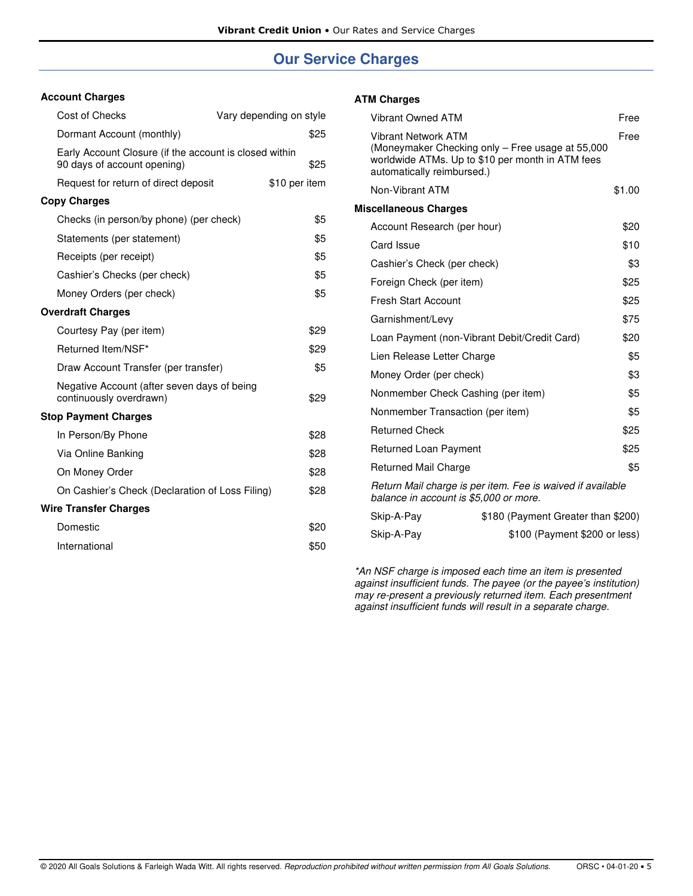# Our Service Charges

## Account Charges

| | |
|---|---|
| Cost of Checks | Vary depending on style |
| Dormant Account (monthly) | $25 |
| Early Account Closure (if the account is closed within 90 days of account opening) | $25 |
| Request for return of direct deposit | $10 per item |

## Copy Charges

| | |
|---|---|
| Checks (in person/by phone) (per check) | $5 |
| Statements (per statement) | $5 |
| Receipts (per receipt) | $5 |
| Cashier's Checks (per check) | $5 |
| Money Orders (per check) | $5 |

## Overdraft Charges

| | |
|---|---|
| Courtesy Pay (per item) | $29 |
| Returned Item/NSF* | $29 |
| Draw Account Transfer (per transfer) | $5 |
| Negative Account (after seven days of being continuously overdrawn) | $29 |

## Stop Payment Charges

| | |
|---|---|
| In Person/By Phone | $28 |
| Via Online Banking | $28 |
| On Money Order | $28 |
| On Cashier's Check (Declaration of Loss Filing) | $28 |

## Wire Transfer Charges

| | |
|---|---|
| Domestic | $20 |
| International | $50 |

## ATM Charges

| | |
|---|---|
| Vibrant Owned ATM | Free |
| Vibrant Network ATM (Moneymaker Checking only – Free usage at 55,000 worldwide ATMs. Up to $10 per month in ATM fees automatically reimbursed.) | Free |
| Non-Vibrant ATM | $1.00 |

## Miscellaneous Charges

| | |
|---|---|
| Account Research (per hour) | $20 |
| Card Issue | $10 |
| Cashier's Check (per check) | $3 |
| Foreign Check (per item) | $25 |
| Fresh Start Account | $25 |
| Garnishment/Levy | $75 |
| Loan Payment (non-Vibrant Debit/Credit Card) | $20 |
| Lien Release Letter Charge | $5 |
| Money Order (per check) | $3 |
| Nonmember Check Cashing (per item) | $5 |
| Nonmember Transaction (per item) | $5 |
| Returned Check | $25 |
| Returned Loan Payment | $25 |
| Returned Mail Charge | $5 |

*Return Mail charge is per item. Fee is waived if available balance in account is $5,000 or more.*

| | |
|---|---|
| Skip-A-Pay | $180 (Payment Greater than $200) |
| Skip-A-Pay | $100 (Payment $200 or less) |

*\*An NSF charge is imposed each time an item is presented against insufficient funds. The payee (or the payee's institution) may re-present a previously returned item. Each presentment against insufficient funds will result in a separate charge.*